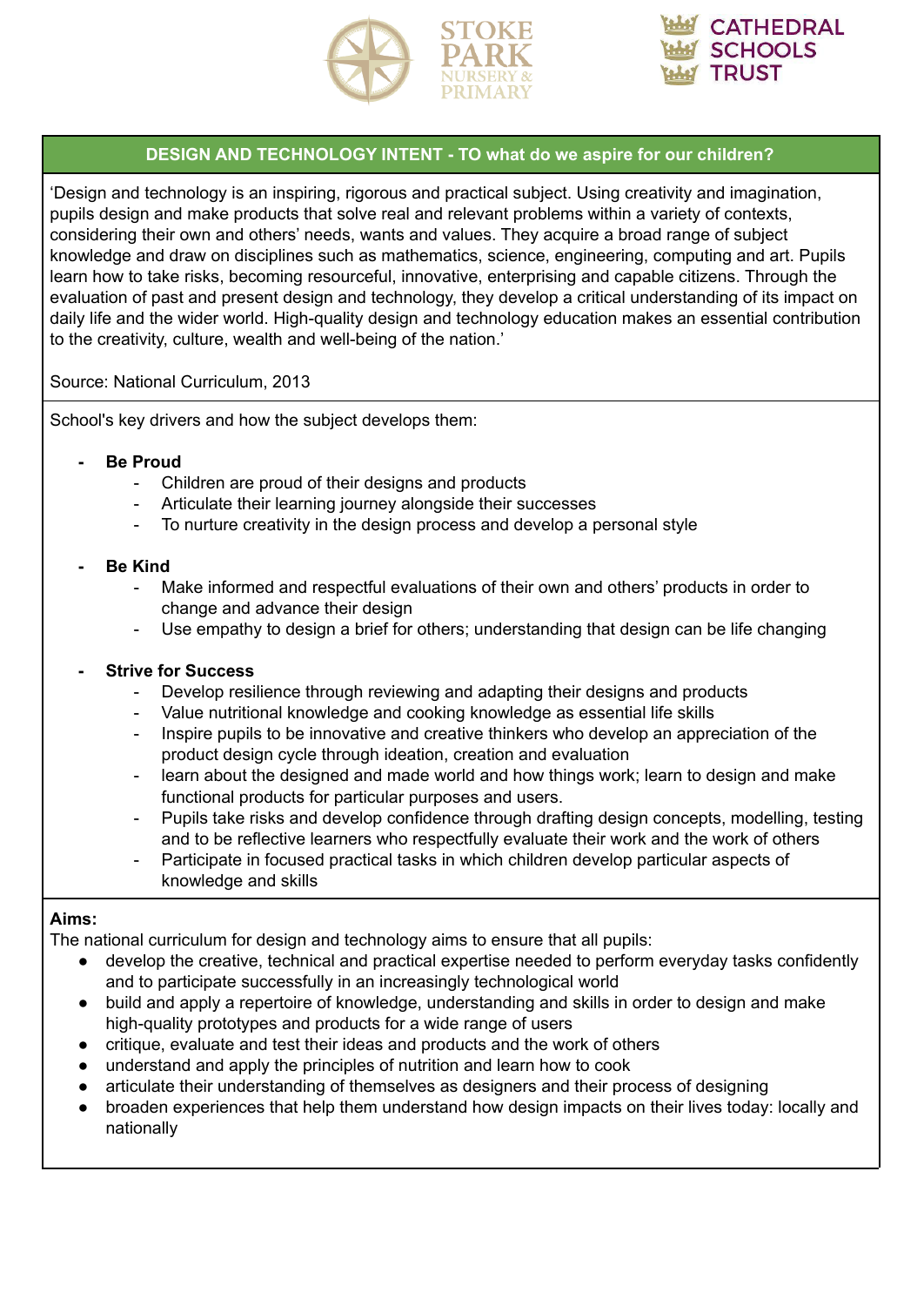STOKE PARK NURSERY & PRIMARY

CATHEDRAL SCHOOLS TRUST

## DESIGN AND TECHNOLOGY INTENT - TO what do we aspire for our children?

'Design and technology is an inspiring, rigorous and practical subject. Using creativity and imagination, pupils design and make products that solve real and relevant problems within a variety of contexts, considering their own and others' needs, wants and values. They acquire a broad range of subject knowledge and draw on disciplines such as mathematics, science, engineering, computing and art. Pupils learn how to take risks, becoming resourceful, innovative, enterprising and capable citizens. Through the evaluation of past and present design and technology, they develop a critical understanding of its impact on daily life and the wider world. High-quality design and technology education makes an essential contribution to the creativity, culture, wealth and well-being of the nation.'

Source: National Curriculum, 2013

School's key drivers and how the subject develops them:

- **Be Proud**
  - Children are proud of their designs and products
  - Articulate their learning journey alongside their successes
  - To nurture creativity in the design process and develop a personal style

- **Be Kind**
  - Make informed and respectful evaluations of their own and others' products in order to change and advance their design
  - Use empathy to design a brief for others; understanding that design can be life changing

- **Strive for Success**
  - Develop resilience through reviewing and adapting their designs and products
  - Value nutritional knowledge and cooking knowledge as essential life skills
  - Inspire pupils to be innovative and creative thinkers who develop an appreciation of the product design cycle through ideation, creation and evaluation
  - learn about the designed and made world and how things work; learn to design and make functional products for particular purposes and users.
  - Pupils take risks and develop confidence through drafting design concepts, modelling, testing and to be reflective learners who respectfully evaluate their work and the work of others
  - Participate in focused practical tasks in which children develop particular aspects of knowledge and skills

**Aims:**

The national curriculum for design and technology aims to ensure that all pupils:

- develop the creative, technical and practical expertise needed to perform everyday tasks confidently and to participate successfully in an increasingly technological world
- build and apply a repertoire of knowledge, understanding and skills in order to design and make high-quality prototypes and products for a wide range of users
- critique, evaluate and test their ideas and products and the work of others
- understand and apply the principles of nutrition and learn how to cook
- articulate their understanding of themselves as designers and their process of designing
- broaden experiences that help them understand how design impacts on their lives today: locally and nationally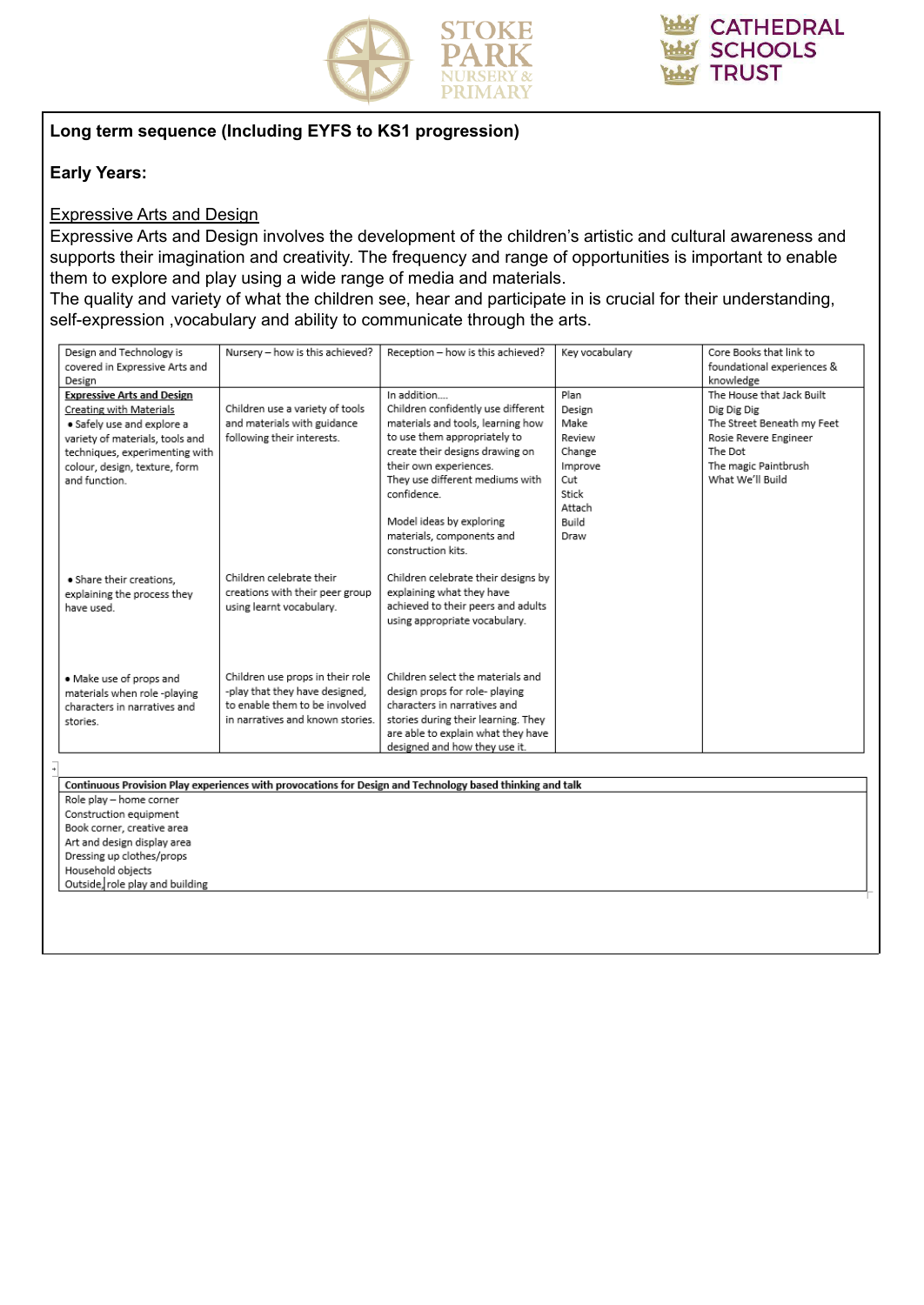**Long term sequence (Including EYFS to KS1 progression)**

**Early Years:**

Expressive Arts and Design

Expressive Arts and Design involves the development of the children's artistic and cultural awareness and supports their imagination and creativity. The frequency and range of opportunities is important to enable them to explore and play using a wide range of media and materials.

The quality and variety of what the children see, hear and participate in is crucial for their understanding, self-expression ,vocabulary and ability to communicate through the arts.

| Design and Technology is covered in Expressive Arts and Design | Nursery – how is this achieved? | Reception – how is this achieved? | Key vocabulary | Core Books that link to foundational experiences & knowledge |
|---|---|---|---|---|
| **Expressive Arts and Design**<br>Creating with Materials<br>• Safely use and explore a variety of materials, tools and techniques, experimenting with colour, design, texture, form and function. | Children use a variety of tools and materials with guidance following their interests. | In addition....<br>Children confidently use different materials and tools, learning how to use them appropriately to create their designs drawing on their own experiences.<br>They use different mediums with confidence.<br><br>Model ideas by exploring materials, components and construction kits. | Plan<br>Design<br>Make<br>Review<br>Change<br>Improve<br>Cut<br>Stick<br>Attach<br>Build<br>Draw | The House that Jack Built<br>Dig Dig Dig<br>The Street Beneath my Feet<br>Rosie Revere Engineer<br>The Dot<br>The magic Paintbrush<br>What We'll Build |
| • Share their creations, explaining the process they have used. | Children celebrate their creations with their peer group using learnt vocabulary. | Children celebrate their designs by explaining what they have achieved to their peers and adults using appropriate vocabulary. | | |
| • Make use of props and materials when role -playing characters in narratives and stories. | Children use props in their role -play that they have designed, to enable them to be involved in narratives and known stories. | Children select the materials and design props for role- playing characters in narratives and stories during their learning. They are able to explain what they have designed and how they use it. | | |

| Continuous Provision Play experiences with provocations for Design and Technology based thinking and talk |
|---|
| Role play – home corner<br>Construction equipment<br>Book corner, creative area<br>Art and design display area<br>Dressing up clothes/props<br>Household objects<br>Outside, role play and building |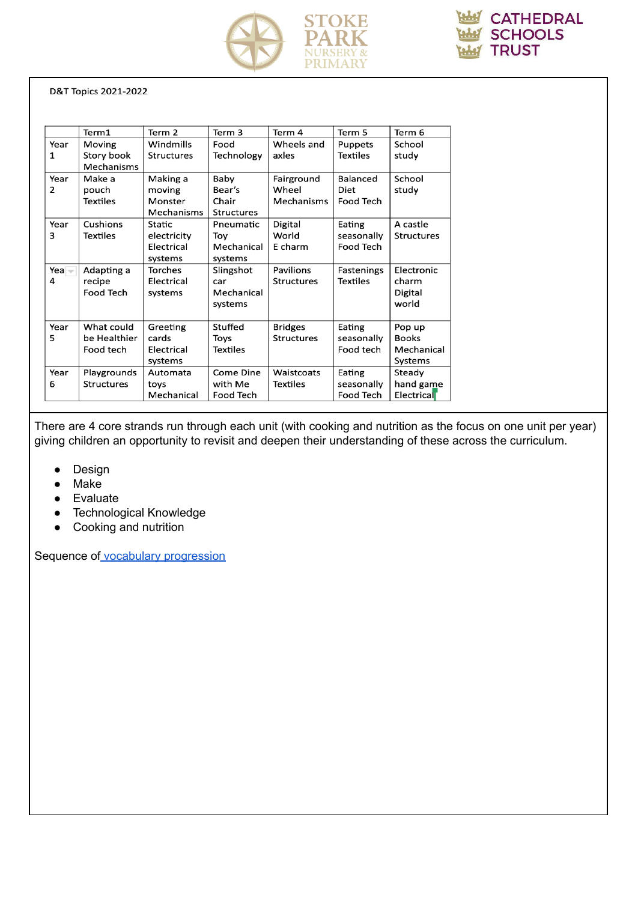D&T Topics 2021-2022

| | Term1 | Term 2 | Term 3 | Term 4 | Term 5 | Term 6 |
|---|---|---|---|---|---|---|
| Year 1 | Moving Story book Mechanisms | Windmills Structures | Food Technology | Wheels and axles | Puppets Textiles | School study |
| Year 2 | Make a pouch Textiles | Making a moving Monster Mechanisms | Baby Bear's Chair Structures | Fairground Wheel Mechanisms | Balanced Diet Food Tech | School study |
| Year 3 | Cushions Textiles | Static electricity Electrical systems | Pneumatic Toy Mechanical systems | Digital World E charm | Eating seasonally Food Tech | A castle Structures |
| Year 4 | Adapting a recipe Food Tech | Torches Electrical systems | Slingshot car Mechanical systems | Pavilions Structures | Fastenings Textiles | Electronic charm Digital world |
| Year 5 | What could be Healthier Food tech | Greeting cards Electrical systems | Stuffed Toys Textiles | Bridges Structures | Eating seasonally Food tech | Pop up Books Mechanical Systems |
| Year 6 | Playgrounds Structures | Automata toys Mechanical | Come Dine with Me Food Tech | Waistcoats Textiles | Eating seasonally Food Tech | Steady hand game Electrical |

There are 4 core strands run through each unit (with cooking and nutrition as the focus on one unit per year) giving children an opportunity to revisit and deepen their understanding of these across the curriculum.

- Design
- Make
- Evaluate
- Technological Knowledge
- Cooking and nutrition

Sequence of vocabulary progression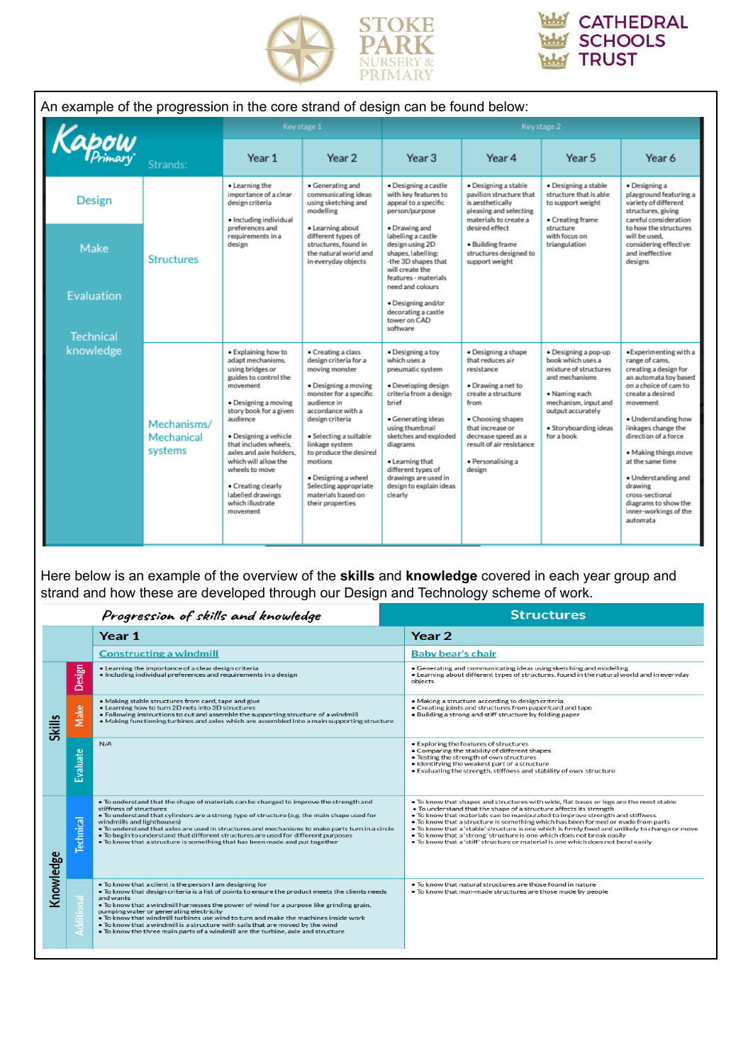An example of the progression in the core strand of design can be found below:

| Kapow Primary | Strands: | Key stage 1 | | Key stage 2 | | | |
|---|---|---|---|---|---|---|---|
| | | Year 1 | Year 2 | Year 3 | Year 4 | Year 5 | Year 6 |
| Design<br>Make<br>Evaluation<br>Technical knowledge | Structures | • Learning the importance of a clear design criteria<br>• Including individual preferences and requirements in a design | • Generating and communicating ideas using sketching and modelling<br>• Learning about different types of structures, found in the natural world and in everyday objects | • Designing a castle with key features to appeal to a specific person/purpose<br>• Drawing and labelling a castle design using 2D shapes, labelling: -the 3D shapes that will create the features - materials need and colours<br>• Designing and/or decorating a castle tower on CAD software | • Designing a stable pavilion structure that is aesthetically pleasing and selecting materials to create a desired effect<br>• Building frame structures designed to support weight | • Designing a stable structure that is able to support weight<br>• Creating frame structure with focus on triangulation | • Designing a playground featuring a variety of different structures, giving careful consideration to how the structures will be used, considering effective and ineffective designs |
| | Mechanisms/ Mechanical systems | • Explaining how to adapt mechanisms, using bridges or guides to control the movement<br>• Designing a moving story book for a given audience<br>• Designing a vehicle that includes wheels, axles and axle holders, which will allow the wheels to move<br>• Creating clearly labelled drawings which illustrate movement | • Creating a class design criteria for a moving monster<br>• Designing a moving monster for a specific audience in accordance with a design criteria<br>• Selecting a suitable linkage system to produce the desired motions<br>• Designing a wheel Selecting appropriate materials based on their properties | • Designing a toy which uses a pneumatic system<br>• Developing design criteria from a design brief<br>• Generating ideas using thumbnail sketches and exploded diagrams<br>• Learning that different types of drawings are used in design to explain ideas clearly | • Designing a shape that reduces air resistance<br>• Drawing a net to create a structure from<br>• Choosing shapes that increase or decrease speed as a result of air resistance<br>• Personalising a design | • Designing a pop-up book which uses a mixture of structures and mechanisms<br>• Naming each mechanism, input and output accurately<br>• Storyboarding ideas for a book | • Experimenting with a range of cams, creating a design for an automata toy based on a choice of cam to create a desired movement<br>• Understanding how linkages change the direction of a force<br>• Making things move at the same time<br>• Understanding and drawing cross-sectional diagrams to show the inner-workings of the automata |

Here below is an example of the overview of the **skills** and **knowledge** covered in each year group and strand and how these are developed through our Design and Technology scheme of work.

| *Progression of skills and knowledge* | | Structures | |
|---|---|---|---|
| | | **Year 1** | **Year 2** |
| | | Constructing a windmill | Baby bear's chair |
| Skills | Design | • Learning the importance of a clear design criteria<br>• Including individual preferences and requirements in a design | • Generating and communicating ideas using sketching and modelling<br>• Learning about different types of structures, found in the natural world and in everyday objects |
| | Make | • Making stable structures from card, tape and glue<br>• Learning how to turn 2D nets into 3D structures<br>• Following instructions to cut and assemble the supporting structure of a windmill<br>• Making functioning turbines and axles which are assembled into a main supporting structure | • Making a structure according to design criteria<br>• Creating joints and structures from paper/card and tape<br>• Building a strong and stiff structure by folding paper |
| | Evaluate | N/A | • Exploring the features of structures<br>• Comparing the stability of different shapes<br>• Testing the strength of own structures<br>• Identifying the weakest part of a structure<br>• Evaluating the strength, stiffness and stability of own structure |
| Knowledge | Technical | • To understand that the shape of materials can be changed to improve the strength and stiffness of structures<br>• To understand that cylinders are a strong type of structure (e.g. the main shape used for windmills and lighthouses)<br>• To understand that axles are used in structures and mechanisms to make parts turn in a circle<br>• To begin to understand that different structures are used for different purposes<br>• To know that a structure is something that has been made and put together | • To know that shapes and structures with wide, flat bases or legs are the most stable<br>• To understand that the shape of a structure affects its strength<br>• To know that materials can be manipulated to improve strength and stiffness<br>• To know that a structure is something which has been formed or made from parts<br>• To know that a 'stable' structure is one which is firmly fixed and unlikely to change or move<br>• To know that a 'strong' structure is one which does not break easily<br>• To know that a 'stiff' structure or material is one which does not bend easily |
| | Additional | • To know that a client is the person I am designing for<br>• To know that design criteria is a list of points to ensure the product meets the clients needs and wants<br>• To know that a windmill harnesses the power of wind for a purpose like grinding grain, pumping water or generating electricity<br>• To know that windmill turbines use wind to turn and make the machines inside work<br>• To know that a windmill is a structure with sails that are moved by the wind<br>• To know the three main parts of a windmill are the turbine, axle and structure | • To know that natural structures are those found in nature<br>• To know that man-made structures are those made by people |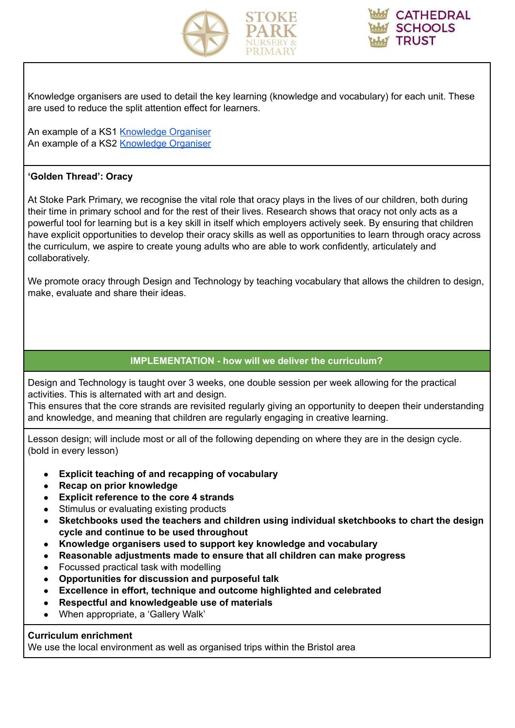Knowledge organisers are used to detail the key learning (knowledge and vocabulary) for each unit. These are used to reduce the split attention effect for learners.

An example of a KS1 Knowledge Organiser
An example of a KS2 Knowledge Organiser

**'Golden Thread': Oracy**

At Stoke Park Primary, we recognise the vital role that oracy plays in the lives of our children, both during their time in primary school and for the rest of their lives. Research shows that oracy not only acts as a powerful tool for learning but is a key skill in itself which employers actively seek. By ensuring that children have explicit opportunities to develop their oracy skills as well as opportunities to learn through oracy across the curriculum, we aspire to create young adults who are able to work confidently, articulately and collaboratively.

We promote oracy through Design and Technology by teaching vocabulary that allows the children to design, make, evaluate and share their ideas.

## IMPLEMENTATION - how will we deliver the curriculum?

Design and Technology is taught over 3 weeks, one double session per week allowing for the practical activities. This is alternated with art and design.
This ensures that the core strands are revisited regularly giving an opportunity to deepen their understanding and knowledge, and meaning that children are regularly engaging in creative learning.

Lesson design; will include most or all of the following depending on where they are in the design cycle. (bold in every lesson)

- **Explicit teaching of and recapping of vocabulary**
- **Recap on prior knowledge**
- **Explicit reference to the core 4 strands**
- Stimulus or evaluating existing products
- **Sketchbooks used the teachers and children using individual sketchbooks to chart the design cycle and continue to be used throughout**
- **Knowledge organisers used to support key knowledge and vocabulary**
- **Reasonable adjustments made to ensure that all children can make progress**
- Focussed practical task with modelling
- **Opportunities for discussion and purposeful talk**
- **Excellence in effort, technique and outcome highlighted and celebrated**
- **Respectful and knowledgeable use of materials**
- When appropriate, a 'Gallery Walk'

**Curriculum enrichment**
We use the local environment as well as organised trips within the Bristol area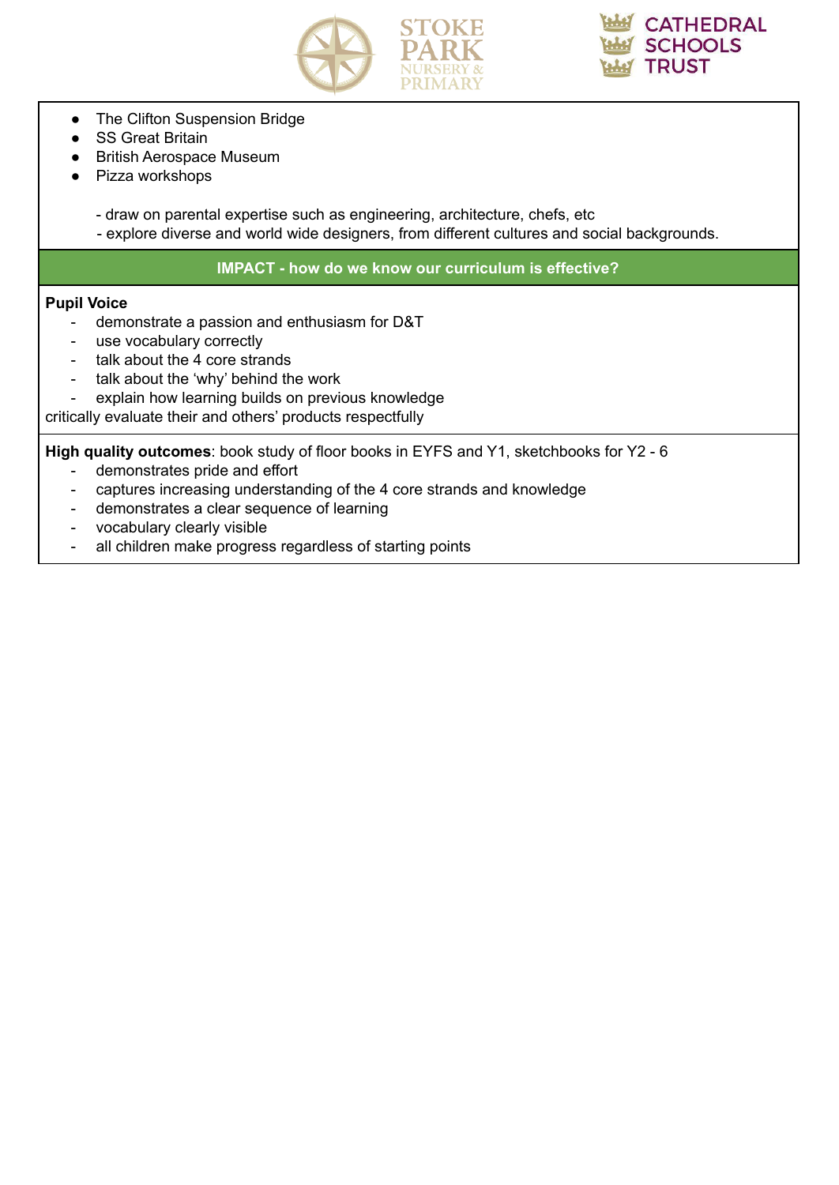- The Clifton Suspension Bridge
- SS Great Britain
- British Aerospace Museum
- Pizza workshops

- draw on parental expertise such as engineering, architecture, chefs, etc
- explore diverse and world wide designers, from different cultures and social backgrounds.

## IMPACT - how do we know our curriculum is effective?

**Pupil Voice**

- demonstrate a passion and enthusiasm for D&T
- use vocabulary correctly
- talk about the 4 core strands
- talk about the 'why' behind the work
- explain how learning builds on previous knowledge

critically evaluate their and others' products respectfully

**High quality outcomes**: book study of floor books in EYFS and Y1, sketchbooks for Y2 - 6

- demonstrates pride and effort
- captures increasing understanding of the 4 core strands and knowledge
- demonstrates a clear sequence of learning
- vocabulary clearly visible
- all children make progress regardless of starting points